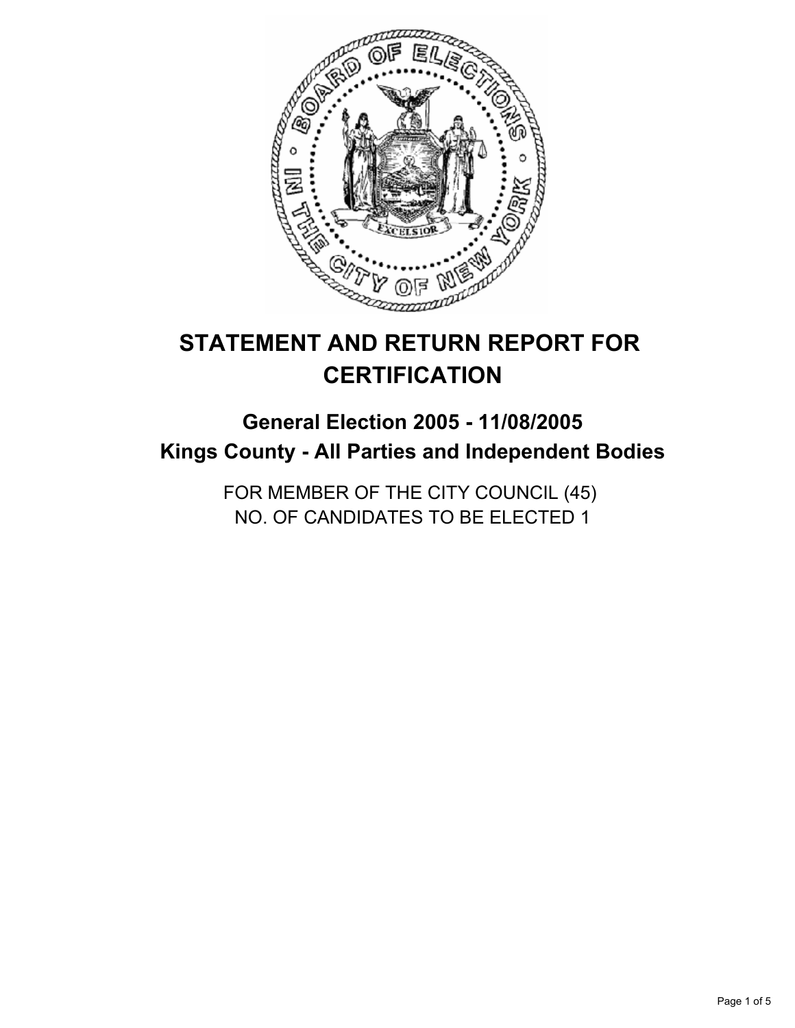# STATEMENT AND RETURN REPORT FOR CERTIFICATION

## General Election 2005 - 11/08/2005
## Kings County - All Parties and Independent Bodies

FOR MEMBER OF THE CITY COUNCIL (45)
NO. OF CANDIDATES TO BE ELECTED 1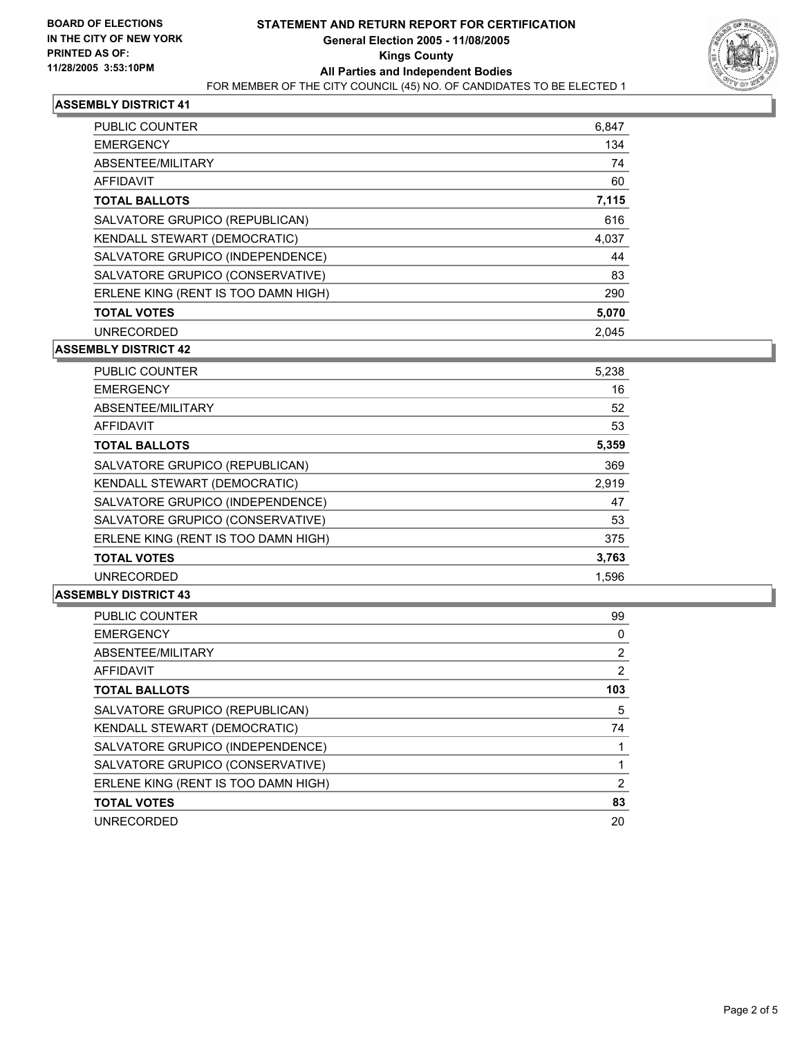**BOARD OF ELECTIONS IN THE CITY OF NEW YORK PRINTED AS OF: 11/28/2005 3:53:10PM**

# STATEMENT AND RETURN REPORT FOR CERTIFICATION
## General Election 2005 - 11/08/2005
## Kings County
## All Parties and Independent Bodies
FOR MEMBER OF THE CITY COUNCIL (45) NO. OF CANDIDATES TO BE ELECTED 1

### ASSEMBLY DISTRICT 41

| | |
|---|---|
| PUBLIC COUNTER | 6,847 |
| EMERGENCY | 134 |
| ABSENTEE/MILITARY | 74 |
| AFFIDAVIT | 60 |
| **TOTAL BALLOTS** | **7,115** |
| SALVATORE GRUPICO (REPUBLICAN) | 616 |
| KENDALL STEWART (DEMOCRATIC) | 4,037 |
| SALVATORE GRUPICO (INDEPENDENCE) | 44 |
| SALVATORE GRUPICO (CONSERVATIVE) | 83 |
| ERLENE KING (RENT IS TOO DAMN HIGH) | 290 |
| **TOTAL VOTES** | **5,070** |
| UNRECORDED | 2,045 |

### ASSEMBLY DISTRICT 42

| | |
|---|---|
| PUBLIC COUNTER | 5,238 |
| EMERGENCY | 16 |
| ABSENTEE/MILITARY | 52 |
| AFFIDAVIT | 53 |
| **TOTAL BALLOTS** | **5,359** |
| SALVATORE GRUPICO (REPUBLICAN) | 369 |
| KENDALL STEWART (DEMOCRATIC) | 2,919 |
| SALVATORE GRUPICO (INDEPENDENCE) | 47 |
| SALVATORE GRUPICO (CONSERVATIVE) | 53 |
| ERLENE KING (RENT IS TOO DAMN HIGH) | 375 |
| **TOTAL VOTES** | **3,763** |
| UNRECORDED | 1,596 |

### ASSEMBLY DISTRICT 43

| | |
|---|---|
| PUBLIC COUNTER | 99 |
| EMERGENCY | 0 |
| ABSENTEE/MILITARY | 2 |
| AFFIDAVIT | 2 |
| **TOTAL BALLOTS** | **103** |
| SALVATORE GRUPICO (REPUBLICAN) | 5 |
| KENDALL STEWART (DEMOCRATIC) | 74 |
| SALVATORE GRUPICO (INDEPENDENCE) | 1 |
| SALVATORE GRUPICO (CONSERVATIVE) | 1 |
| ERLENE KING (RENT IS TOO DAMN HIGH) | 2 |
| **TOTAL VOTES** | **83** |
| UNRECORDED | 20 |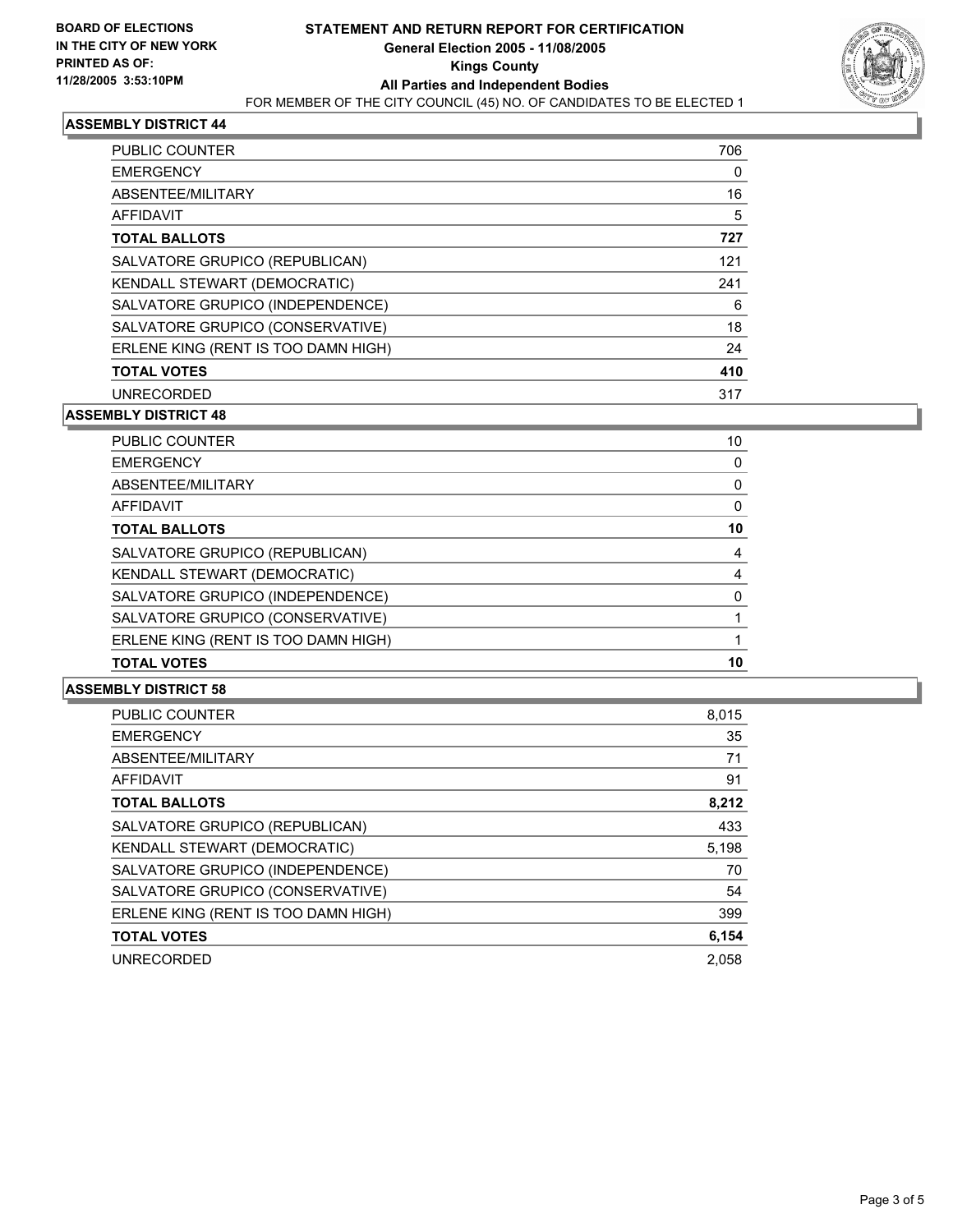BOARD OF ELECTIONS
IN THE CITY OF NEW YORK
PRINTED AS OF:
11/28/2005 3:53:10PM

# STATEMENT AND RETURN REPORT FOR CERTIFICATION
## General Election 2005 - 11/08/2005
## Kings County
## All Parties and Independent Bodies

FOR MEMBER OF THE CITY COUNCIL (45) NO. OF CANDIDATES TO BE ELECTED 1

### ASSEMBLY DISTRICT 44

| | |
|---|---|
| PUBLIC COUNTER | 706 |
| EMERGENCY | 0 |
| ABSENTEE/MILITARY | 16 |
| AFFIDAVIT | 5 |
| **TOTAL BALLOTS** | **727** |
| SALVATORE GRUPICO (REPUBLICAN) | 121 |
| KENDALL STEWART (DEMOCRATIC) | 241 |
| SALVATORE GRUPICO (INDEPENDENCE) | 6 |
| SALVATORE GRUPICO (CONSERVATIVE) | 18 |
| ERLENE KING (RENT IS TOO DAMN HIGH) | 24 |
| **TOTAL VOTES** | **410** |
| UNRECORDED | 317 |

### ASSEMBLY DISTRICT 48

| | |
|---|---|
| PUBLIC COUNTER | 10 |
| EMERGENCY | 0 |
| ABSENTEE/MILITARY | 0 |
| AFFIDAVIT | 0 |
| **TOTAL BALLOTS** | **10** |
| SALVATORE GRUPICO (REPUBLICAN) | 4 |
| KENDALL STEWART (DEMOCRATIC) | 4 |
| SALVATORE GRUPICO (INDEPENDENCE) | 0 |
| SALVATORE GRUPICO (CONSERVATIVE) | 1 |
| ERLENE KING (RENT IS TOO DAMN HIGH) | 1 |
| **TOTAL VOTES** | **10** |

### ASSEMBLY DISTRICT 58

| | |
|---|---|
| PUBLIC COUNTER | 8,015 |
| EMERGENCY | 35 |
| ABSENTEE/MILITARY | 71 |
| AFFIDAVIT | 91 |
| **TOTAL BALLOTS** | **8,212** |
| SALVATORE GRUPICO (REPUBLICAN) | 433 |
| KENDALL STEWART (DEMOCRATIC) | 5,198 |
| SALVATORE GRUPICO (INDEPENDENCE) | 70 |
| SALVATORE GRUPICO (CONSERVATIVE) | 54 |
| ERLENE KING (RENT IS TOO DAMN HIGH) | 399 |
| **TOTAL VOTES** | **6,154** |
| UNRECORDED | 2,058 |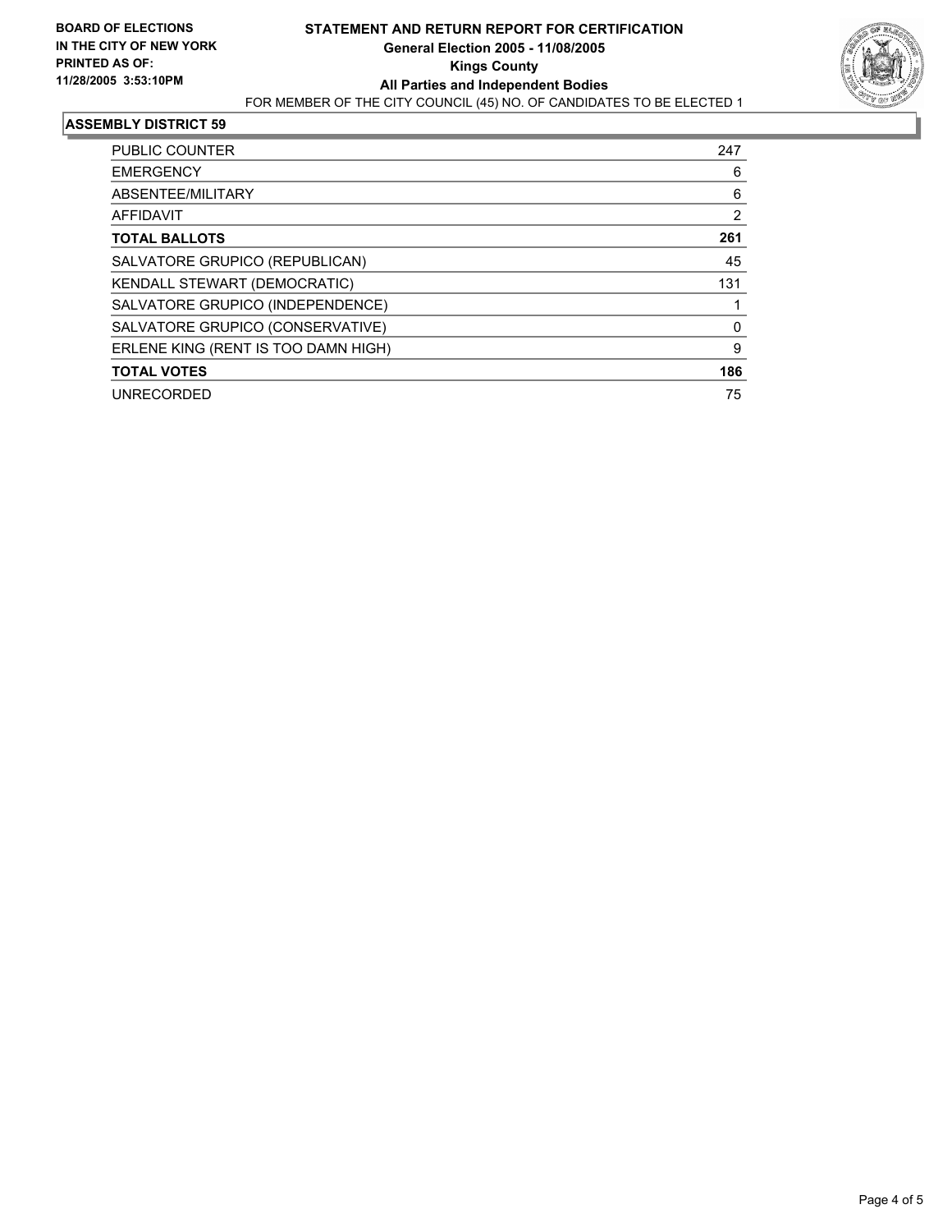**BOARD OF ELECTIONS IN THE CITY OF NEW YORK PRINTED AS OF: 11/28/2005 3:53:10PM**

# STATEMENT AND RETURN REPORT FOR CERTIFICATION

**General Election 2005 - 11/08/2005**

**Kings County**

**All Parties and Independent Bodies**

FOR MEMBER OF THE CITY COUNCIL (45) NO. OF CANDIDATES TO BE ELECTED 1

## ASSEMBLY DISTRICT 59

| | |
|---|---|
| PUBLIC COUNTER | 247 |
| EMERGENCY | 6 |
| ABSENTEE/MILITARY | 6 |
| AFFIDAVIT | 2 |
| **TOTAL BALLOTS** | **261** |
| SALVATORE GRUPICO (REPUBLICAN) | 45 |
| KENDALL STEWART (DEMOCRATIC) | 131 |
| SALVATORE GRUPICO (INDEPENDENCE) | 1 |
| SALVATORE GRUPICO (CONSERVATIVE) | 0 |
| ERLENE KING (RENT IS TOO DAMN HIGH) | 9 |
| **TOTAL VOTES** | **186** |
| UNRECORDED | 75 |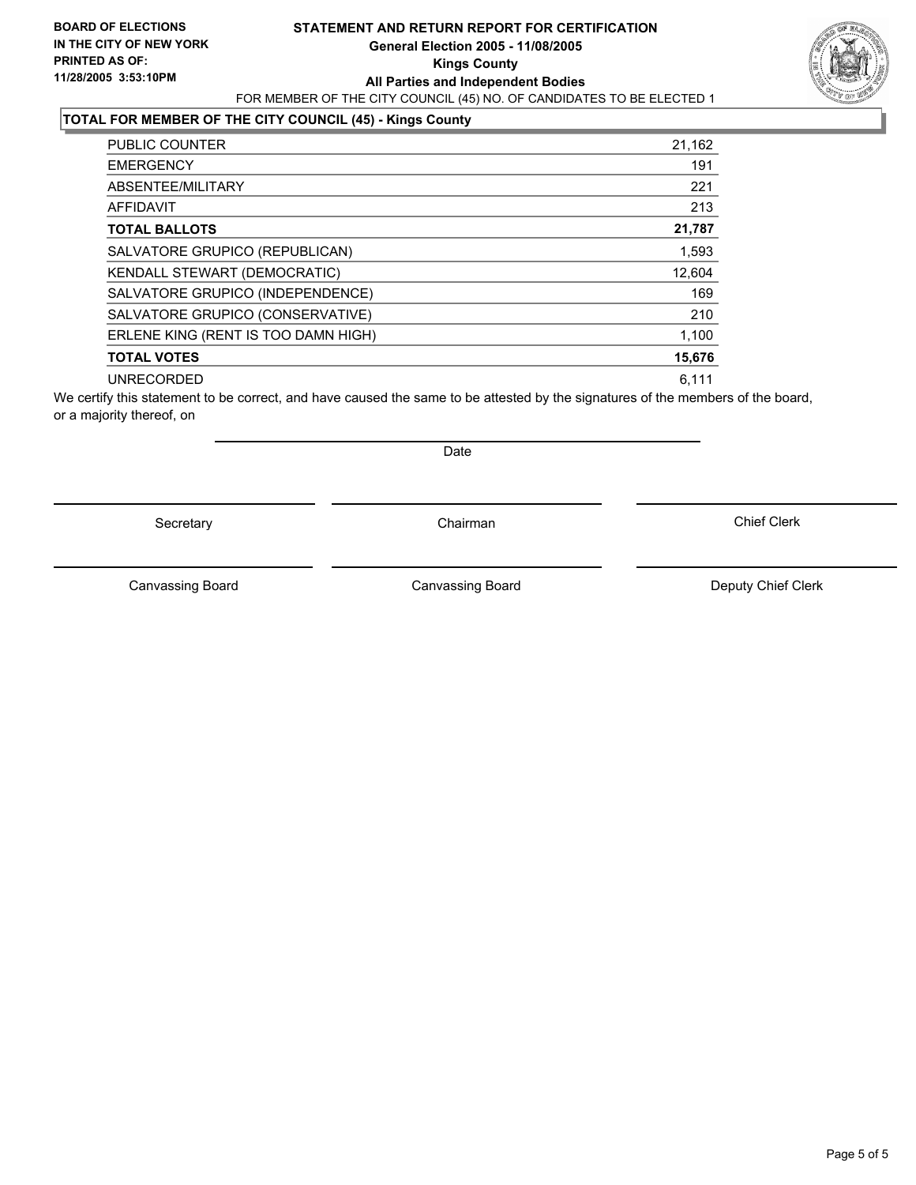**BOARD OF ELECTIONS IN THE CITY OF NEW YORK PRINTED AS OF: 11/28/2005 3:53:10PM**

# STATEMENT AND RETURN REPORT FOR CERTIFICATION

**General Election 2005 - 11/08/2005**

**Kings County**

**All Parties and Independent Bodies**

FOR MEMBER OF THE CITY COUNCIL (45) NO. OF CANDIDATES TO BE ELECTED 1

## TOTAL FOR MEMBER OF THE CITY COUNCIL (45) - Kings County

| | |
|---|---|
| PUBLIC COUNTER | 21,162 |
| EMERGENCY | 191 |
| ABSENTEE/MILITARY | 221 |
| AFFIDAVIT | 213 |
| **TOTAL BALLOTS** | **21,787** |
| SALVATORE GRUPICO (REPUBLICAN) | 1,593 |
| KENDALL STEWART (DEMOCRATIC) | 12,604 |
| SALVATORE GRUPICO (INDEPENDENCE) | 169 |
| SALVATORE GRUPICO (CONSERVATIVE) | 210 |
| ERLENE KING (RENT IS TOO DAMN HIGH) | 1,100 |
| **TOTAL VOTES** | **15,676** |
| UNRECORDED | 6,111 |

We certify this statement to be correct, and have caused the same to be attested by the signatures of the members of the board, or a majority thereof, on

Date

Secretary

Chairman

Chief Clerk

Canvassing Board

Canvassing Board

Deputy Chief Clerk